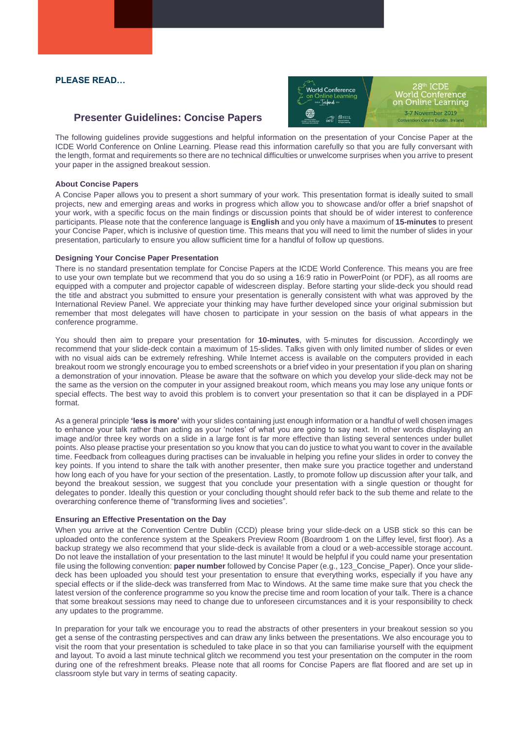**PLEASE READ…**

## Presenter Guidelines: Concise Papers

The following guidelines provide suggestions and helpful information on the presentation of your Concise Paper at the ICDE World Conference on Online Learning. Please read this information carefully so that you are fully conversant with the length, format and requirements so there are no technical difficulties or unwelcome surprises when you arrive to present your paper in the assigned breakout session.

### About Concise Papers

A Concise Paper allows you to present a short summary of your work. This presentation format is ideally suited to small projects, new and emerging areas and works in progress which allow you to showcase and/or offer a brief snapshot of your work, with a specific focus on the main findings or discussion points that should be of wider interest to conference participants. Please note that the conference language is **English** and you only have a maximum of **15-minutes** to present your Concise Paper, which is inclusive of question time. This means that you will need to limit the number of slides in your presentation, particularly to ensure you allow sufficient time for a handful of follow up questions.

### Designing Your Concise Paper Presentation

There is no standard presentation template for Concise Papers at the ICDE World Conference. This means you are free to use your own template but we recommend that you do so using a 16:9 ratio in PowerPoint (or PDF), as all rooms are equipped with a computer and projector capable of widescreen display. Before starting your slide-deck you should read the title and abstract you submitted to ensure your presentation is generally consistent with what was approved by the International Review Panel. We appreciate your thinking may have further developed since your original submission but remember that most delegates will have chosen to participate in your session on the basis of what appears in the conference programme.

You should then aim to prepare your presentation for **10-minutes**, with 5-minutes for discussion. Accordingly we recommend that your slide-deck contain a maximum of 15-slides. Talks given with only limited number of slides or even with no visual aids can be extremely refreshing. While Internet access is available on the computers provided in each breakout room we strongly encourage you to embed screenshots or a brief video in your presentation if you plan on sharing a demonstration of your innovation. Please be aware that the software on which you develop your slide-deck may not be the same as the version on the computer in your assigned breakout room, which means you may lose any unique fonts or special effects. The best way to avoid this problem is to convert your presentation so that it can be displayed in a PDF format.

As a general principle **'less is more'** with your slides containing just enough information or a handful of well chosen images to enhance your talk rather than acting as your 'notes' of what you are going to say next. In other words displaying an image and/or three key words on a slide in a large font is far more effective than listing several sentences under bullet points. Also please practise your presentation so you know that you can do justice to what you want to cover in the available time. Feedback from colleagues during practises can be invaluable in helping you refine your slides in order to convey the key points. If you intend to share the talk with another presenter, then make sure you practice together and understand how long each of you have for your section of the presentation. Lastly, to promote follow up discussion after your talk, and beyond the breakout session, we suggest that you conclude your presentation with a single question or thought for delegates to ponder. Ideally this question or your concluding thought should refer back to the sub theme and relate to the overarching conference theme of "transforming lives and societies".

### Ensuring an Effective Presentation on the Day

When you arrive at the Convention Centre Dublin (CCD) please bring your slide-deck on a USB stick so this can be uploaded onto the conference system at the Speakers Preview Room (Boardroom 1 on the Liffey level, first floor). As a backup strategy we also recommend that your slide-deck is available from a cloud or a web-accessible storage account. Do not leave the installation of your presentation to the last minute! It would be helpful if you could name your presentation file using the following convention: **paper number** followed by Concise Paper (e.g., 123_Concise_Paper). Once your slide-deck has been uploaded you should test your presentation to ensure that everything works, especially if you have any special effects or if the slide-deck was transferred from Mac to Windows. At the same time make sure that you check the latest version of the conference programme so you know the precise time and room location of your talk. There is a chance that some breakout sessions may need to change due to unforeseen circumstances and it is your responsibility to check any updates to the programme.

In preparation for your talk we encourage you to read the abstracts of other presenters in your breakout session so you get a sense of the contrasting perspectives and can draw any links between the presentations. We also encourage you to visit the room that your presentation is scheduled to take place in so that you can familiarise yourself with the equipment and layout. To avoid a last minute technical glitch we recommend you test your presentation on the computer in the room during one of the refreshment breaks. Please note that all rooms for Concise Papers are flat floored and are set up in classroom style but vary in terms of seating capacity.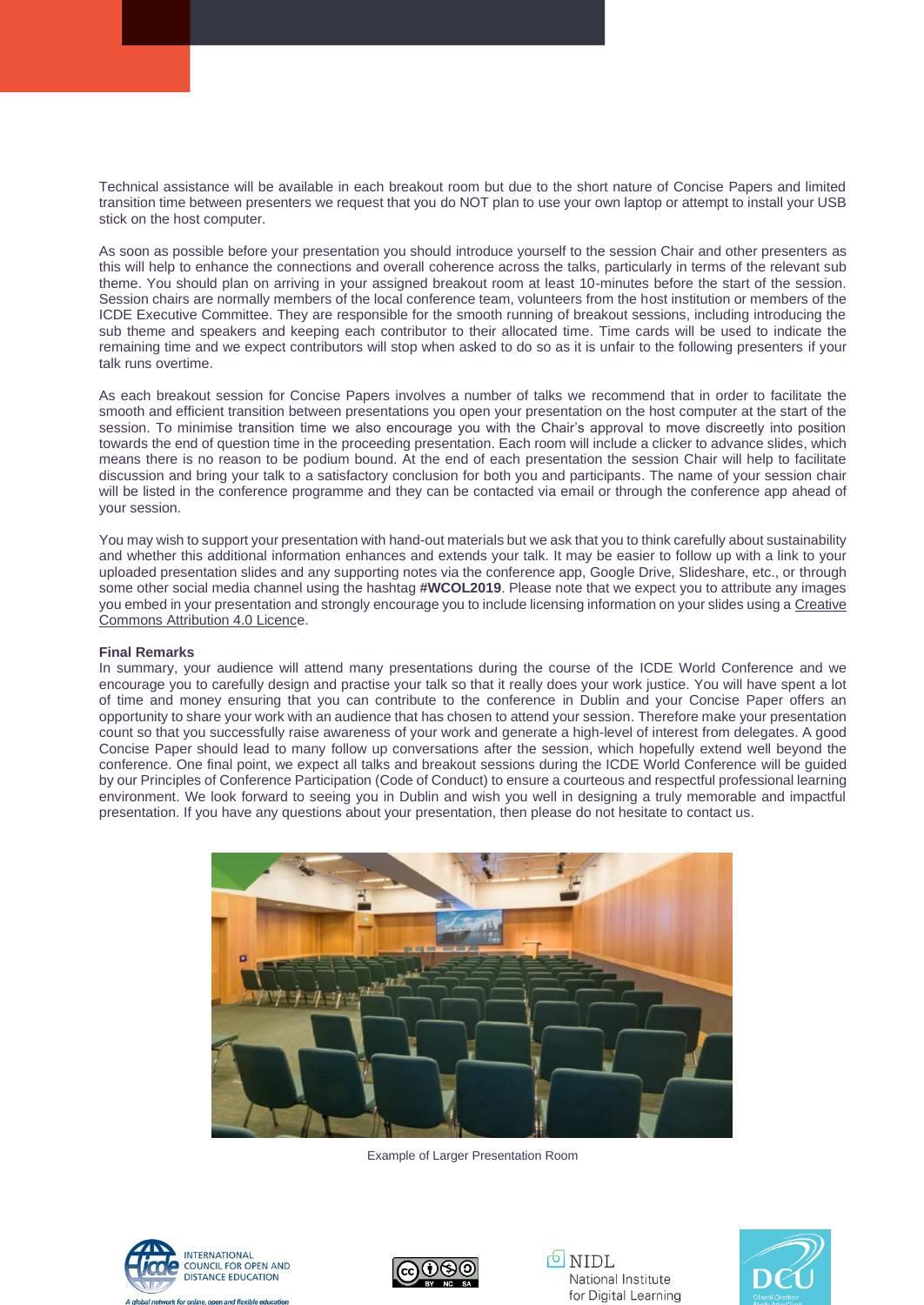Technical assistance will be available in each breakout room but due to the short nature of Concise Papers and limited transition time between presenters we request that you do NOT plan to use your own laptop or attempt to install your USB stick on the host computer.

As soon as possible before your presentation you should introduce yourself to the session Chair and other presenters as this will help to enhance the connections and overall coherence across the talks, particularly in terms of the relevant sub theme. You should plan on arriving in your assigned breakout room at least 10-minutes before the start of the session. Session chairs are normally members of the local conference team, volunteers from the host institution or members of the ICDE Executive Committee. They are responsible for the smooth running of breakout sessions, including introducing the sub theme and speakers and keeping each contributor to their allocated time. Time cards will be used to indicate the remaining time and we expect contributors will stop when asked to do so as it is unfair to the following presenters if your talk runs overtime.

As each breakout session for Concise Papers involves a number of talks we recommend that in order to facilitate the smooth and efficient transition between presentations you open your presentation on the host computer at the start of the session. To minimise transition time we also encourage you with the Chair's approval to move discreetly into position towards the end of question time in the proceeding presentation. Each room will include a clicker to advance slides, which means there is no reason to be podium bound. At the end of each presentation the session Chair will help to facilitate discussion and bring your talk to a satisfactory conclusion for both you and participants. The name of your session chair will be listed in the conference programme and they can be contacted via email or through the conference app ahead of your session.

You may wish to support your presentation with hand-out materials but we ask that you to think carefully about sustainability and whether this additional information enhances and extends your talk. It may be easier to follow up with a link to your uploaded presentation slides and any supporting notes via the conference app, Google Drive, Slideshare, etc., or through some other social media channel using the hashtag **#WCOL2019**. Please note that we expect you to attribute any images you embed in your presentation and strongly encourage you to include licensing information on your slides using a Creative Commons Attribution 4.0 Licence.

**Final Remarks**

In summary, your audience will attend many presentations during the course of the ICDE World Conference and we encourage you to carefully design and practise your talk so that it really does your work justice. You will have spent a lot of time and money ensuring that you can contribute to the conference in Dublin and your Concise Paper offers an opportunity to share your work with an audience that has chosen to attend your session. Therefore make your presentation count so that you successfully raise awareness of your work and generate a high-level of interest from delegates. A good Concise Paper should lead to many follow up conversations after the session, which hopefully extend well beyond the conference. One final point, we expect all talks and breakout sessions during the ICDE World Conference will be guided by our Principles of Conference Participation (Code of Conduct) to ensure a courteous and respectful professional learning environment. We look forward to seeing you in Dublin and wish you well in designing a truly memorable and impactful presentation. If you have any questions about your presentation, then please do not hesitate to contact us.

Example of Larger Presentation Room